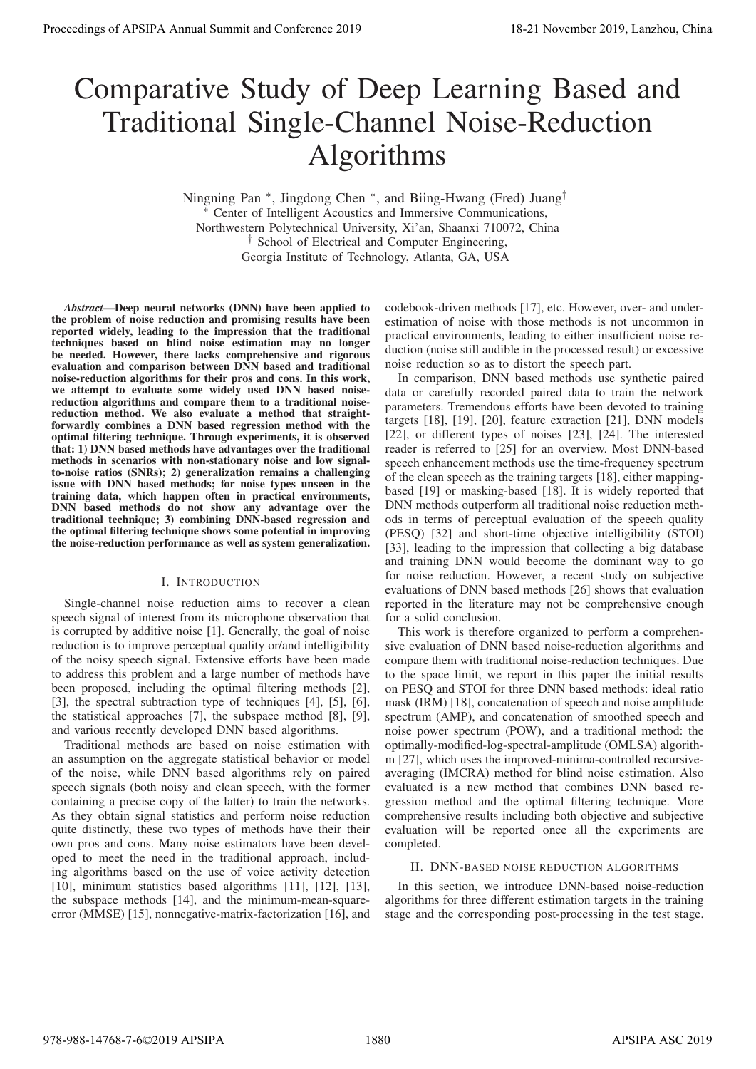# Comparative Study of Deep Learning Based and Traditional Single-Channel Noise-Reduction Algorithms

Ningning Pan [*], Jingdong Chen [*], and Biing-Hwang (Fred) Juang [†]

[*] Center of Intelligent Acoustics and Immersive Communications, Northwestern Polytechnical University, Xi'an, Shaanxi 710072, China

[†] School of Electrical and Computer Engineering, Georgia Institute of Technology, Atlanta, GA, USA

***Abstract*—Deep neural networks (DNN) have been applied to the problem of noise reduction and promising results have been reported widely, leading to the impression that the traditional techniques based on blind noise estimation may no longer be needed. However, there lacks comprehensive and rigorous evaluation and comparison between DNN based and traditional noise-reduction algorithms for their pros and cons. In this work, we attempt to evaluate some widely used DNN based noise-reduction algorithms and compare them to a traditional noise-reduction method. We also evaluate a method that straightforwardly combines a DNN based regression method with the optimal filtering technique. Through experiments, it is observed that: 1) DNN based methods have advantages over the traditional methods in scenarios with non-stationary noise and low signal-to-noise ratios (SNRs); 2) generalization remains a challenging issue with DNN based methods; for noise types unseen in the training data, which happen often in practical environments, DNN based methods do not show any advantage over the traditional technique; 3) combining DNN-based regression and the optimal filtering technique shows some potential in improving the noise-reduction performance as well as system generalization.**

## I. Introduction

Single-channel noise reduction aims to recover a clean speech signal of interest from its microphone observation that is corrupted by additive noise [1]. Generally, the goal of noise reduction is to improve perceptual quality or/and intelligibility of the noisy speech signal. Extensive efforts have been made to address this problem and a large number of methods have been proposed, including the optimal filtering methods [2], [3], the spectral subtraction type of techniques [4], [5], [6], the statistical approaches [7], the subspace method [8], [9], and various recently developed DNN based algorithms.

Traditional methods are based on noise estimation with an assumption on the aggregate statistical behavior or model of the noise, while DNN based algorithms rely on paired speech signals (both noisy and clean speech, with the former containing a precise copy of the latter) to train the networks. As they obtain signal statistics and perform noise reduction quite distinctly, these two types of methods have their own pros and cons. Many noise estimators have been developed to meet the need in the traditional approach, including algorithms based on the use of voice activity detection [10], minimum statistics based algorithms [11], [12], [13], the subspace methods [14], and the minimum-mean-square-error (MMSE) [15], nonnegative-matrix-factorization [16], and codebook-driven methods [17], etc. However, over- and under-estimation of noise with those methods is not uncommon in practical environments, leading to either insufficient noise reduction (noise still audible in the processed result) or excessive noise reduction so as to distort the speech part.

In comparison, DNN based methods use synthetic paired data or carefully recorded paired data to train the network parameters. Tremendous efforts have been devoted to training targets [18], [19], [20], feature extraction [21], DNN models [22], or different types of noises [23], [24]. The interested reader is referred to [25] for an overview. Most DNN-based speech enhancement methods use the time-frequency spectrum of the clean speech as the training targets [18], either mapping-based [19] or masking-based [18]. It is widely reported that DNN methods outperform all traditional noise reduction methods in terms of perceptual evaluation of the speech quality (PESQ) [32] and short-time objective intelligibility (STOI) [33], leading to the impression that collecting a big database and training DNN would become the dominant way to go for noise reduction. However, a recent study on subjective evaluations of DNN based methods [26] shows that evaluation reported in the literature may not be comprehensive enough for a solid conclusion.

This work is therefore organized to perform a comprehensive evaluation of DNN based noise-reduction algorithms and compare them with traditional noise-reduction techniques. Due to the space limit, we report in this paper the initial results on PESQ and STOI for three DNN based methods: ideal ratio mask (IRM) [18], concatenation of speech and noise amplitude spectrum (AMP), and concatenation of smoothed speech and noise power spectrum (POW), and a traditional method: the optimally-modified-log-spectral-amplitude (OMLSA) algorithm [27], which uses the improved-minima-controlled recursive-averaging (IMCRA) method for blind noise estimation. Also evaluated is a new method that combines DNN based regression method and the optimal filtering technique. More comprehensive results including both objective and subjective evaluation will be reported once all the experiments are completed.

## II. DNN-based noise reduction algorithms

In this section, we introduce DNN-based noise-reduction algorithms for three different estimation targets in the training stage and the corresponding post-processing in the test stage.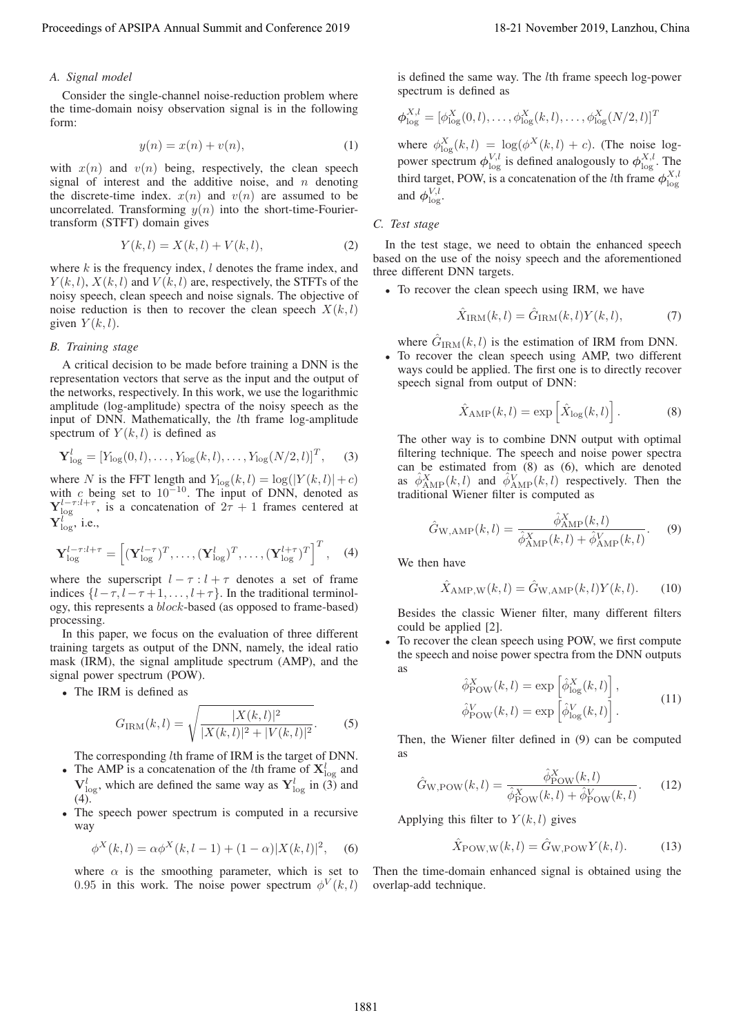### A. Signal model

Consider the single-channel noise-reduction problem where the time-domain noisy observation signal is in the following form:

$$y(n) = x(n) + v(n), \tag{1}$$

with $x(n)$ and $v(n)$ being, respectively, the clean speech signal of interest and the additive noise, and $n$ denoting the discrete-time index. $x(n)$ and $v(n)$ are assumed to be uncorrelated. Transforming $y(n)$ into the short-time-Fourier-transform (STFT) domain gives

$$Y(k,l) = X(k,l) + V(k,l), \tag{2}$$

where $k$ is the frequency index, $l$ denotes the frame index, and $Y(k,l)$, $X(k,l)$ and $V(k,l)$ are, respectively, the STFTs of the noisy speech, clean speech and noise signals. The objective of noise reduction is then to recover the clean speech $X(k,l)$ given $Y(k,l)$.

### B. Training stage

A critical decision to be made before training a DNN is the representation vectors that serve as the input and the output of the networks, respectively. In this work, we use the logarithmic amplitude (log-amplitude) spectra of the noisy speech as the input of DNN. Mathematically, the $l$th frame log-amplitude spectrum of $Y(k,l)$ is defined as

$$\mathbf{Y}_{\log}^{l} = [Y_{\log}(0,l), \ldots, Y_{\log}(k,l), \ldots, Y_{\log}(N/2,l)]^T, \tag{3}$$

where $N$ is the FFT length and $Y_{\log}(k,l) = \log(|Y(k,l)| + c)$ with $c$ being set to $10^{-10}$. The input of DNN, denoted as $\mathbf{Y}_{\log}^{l-\tau:l+\tau}$, is a concatenation of $2\tau+1$ frames centered at $\mathbf{Y}_{\log}^{l}$, i.e.,

$$\mathbf{Y}_{\log}^{l-\tau:l+\tau} = \left[(\mathbf{Y}_{\log}^{l-\tau})^T, \ldots, (\mathbf{Y}_{\log}^{l})^T, \ldots, (\mathbf{Y}_{\log}^{l+\tau})^T\right]^T, \tag{4}$$

where the superscript $l-\tau : l+\tau$ denotes a set of frame indices $\{l-\tau, l-\tau+1, \ldots, l+\tau\}$. In the traditional terminology, this represents a *block*-based (as opposed to frame-based) processing.

In this paper, we focus on the evaluation of three different training targets as output of the DNN, namely, the ideal ratio mask (IRM), the signal amplitude spectrum (AMP), and the signal power spectrum (POW).

- The IRM is defined as

$$G_{\mathrm{IRM}}(k,l) = \sqrt{\frac{|X(k,l)|^2}{|X(k,l)|^2 + |V(k,l)|^2}}. \tag{5}$$

  The corresponding $l$th frame of IRM is the target of DNN.
- The AMP is a concatenation of the $l$th frame of $\mathbf{X}_{\log}^{l}$ and $\mathbf{V}_{\log}^{l}$, which are defined the same way as $\mathbf{Y}_{\log}^{l}$ in (3) and (4).
- The speech power spectrum is computed in a recursive way

$$\phi^X(k,l) = \alpha \phi^X(k,l-1) + (1-\alpha)|X(k,l)|^2, \tag{6}$$

  where $\alpha$ is the smoothing parameter, which is set to 0.95 in this work. The noise power spectrum $\phi^V(k,l)$ is defined the same way. The $l$th frame speech log-power spectrum is defined as

$$\boldsymbol{\phi}_{\log}^{X,l} = [\phi_{\log}^X(0,l), \ldots, \phi_{\log}^X(k,l), \ldots, \phi_{\log}^X(N/2,l)]^T$$

  where $\phi_{\log}^X(k,l) = \log(\phi^X(k,l) + c)$. (The noise log-power spectrum $\boldsymbol{\phi}_{\log}^{V,l}$ is defined analogously to $\boldsymbol{\phi}_{\log}^{X,l}$. The third target, POW, is a concatenation of the $l$th frame $\boldsymbol{\phi}_{\log}^{X,l}$ and $\boldsymbol{\phi}_{\log}^{V,l}$.

### C. Test stage

In the test stage, we need to obtain the enhanced speech based on the use of the noisy speech and the aforementioned three different DNN targets.

- To recover the clean speech using IRM, we have

$$\hat{X}_{\mathrm{IRM}}(k,l) = \hat{G}_{\mathrm{IRM}}(k,l) Y(k,l), \tag{7}$$

  where $\hat{G}_{\mathrm{IRM}}(k,l)$ is the estimation of IRM from DNN.
- To recover the clean speech using AMP, two different ways could be applied. The first one is to directly recover speech signal from output of DNN:

$$\hat{X}_{\mathrm{AMP}}(k,l) = \exp\left[\hat{X}_{\log}(k,l)\right]. \tag{8}$$

  The other way is to combine DNN output with optimal filtering technique. The speech and noise power spectra can be estimated from (8) as (6), which are denoted as $\hat{\phi}_{\mathrm{AMP}}^X(k,l)$ and $\hat{\phi}_{\mathrm{AMP}}^V(k,l)$ respectively. Then the traditional Wiener filter is computed as

$$\hat{G}_{\mathrm{W,AMP}}(k,l) = \frac{\hat{\phi}_{\mathrm{AMP}}^X(k,l)}{\hat{\phi}_{\mathrm{AMP}}^X(k,l) + \hat{\phi}_{\mathrm{AMP}}^V(k,l)}. \tag{9}$$

  We then have

$$\hat{X}_{\mathrm{AMP,W}}(k,l) = \hat{G}_{\mathrm{W,AMP}}(k,l) Y(k,l). \tag{10}$$

  Besides the classic Wiener filter, many different filters could be applied [2].
- To recover the clean speech using POW, we first compute the speech and noise power spectra from the DNN outputs as

$$\begin{aligned} \hat{\phi}_{\mathrm{POW}}^X(k,l) &= \exp\left[\hat{\phi}_{\log}^X(k,l)\right], \\ \hat{\phi}_{\mathrm{POW}}^V(k,l) &= \exp\left[\hat{\phi}_{\log}^V(k,l)\right]. \end{aligned} \tag{11}$$

  Then, the Wiener filter defined in (9) can be computed as

$$\hat{G}_{\mathrm{W,POW}}(k,l) = \frac{\hat{\phi}_{\mathrm{POW}}^X(k,l)}{\hat{\phi}_{\mathrm{POW}}^X(k,l) + \hat{\phi}_{\mathrm{POW}}^V(k,l)}. \tag{12}$$

  Applying this filter to $Y(k,l)$ gives

$$\hat{X}_{\mathrm{POW,W}}(k,l) = \hat{G}_{\mathrm{W,POW}} Y(k,l). \tag{13}$$

Then the time-domain enhanced signal is obtained using the overlap-add technique.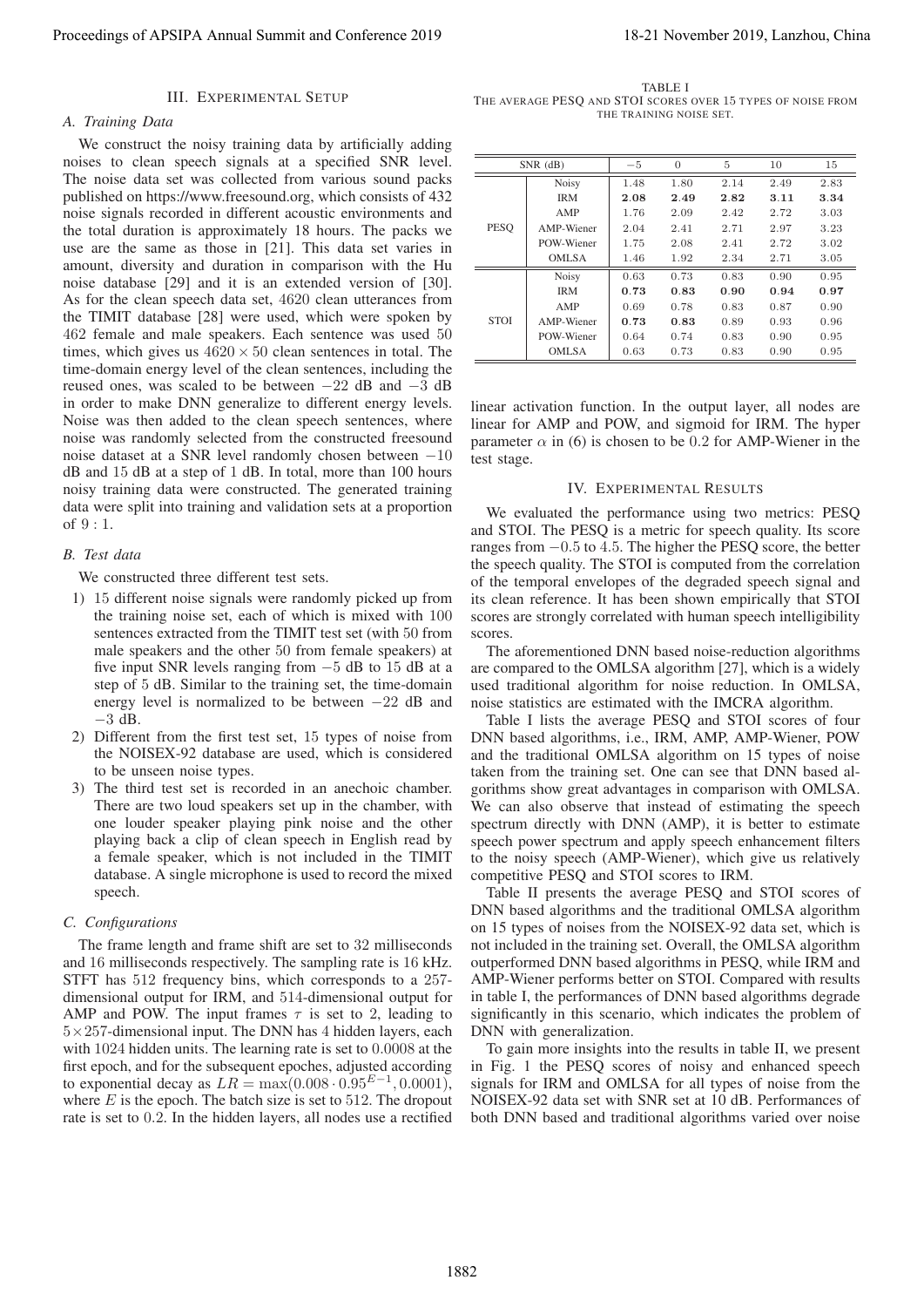## III. Experimental Setup

### A. Training Data

We construct the noisy training data by artificially adding noises to clean speech signals at a specified SNR level. The noise data set was collected from various sound packs published on https://www.freesound.org, which consists of 432 noise signals recorded in different acoustic environments and the total duration is approximately 18 hours. The packs we use are the same as those in [21]. This data set varies in amount, diversity and duration in comparison with the Hu noise database [29] and it is an extended version of [30]. As for the clean speech data set, 4620 clean utterances from the TIMIT database [28] were used, which were spoken by 462 female and male speakers. Each sentence was used 50 times, which gives us $4620 \times 50$ clean sentences in total. The time-domain energy level of the clean sentences, including the reused ones, was scaled to be between $-22$ dB and $-3$ dB in order to make DNN generalize to different energy levels. Noise was then added to the clean speech sentences, where noise was randomly selected from the constructed freesound noise dataset at a SNR level randomly chosen between $-10$ dB and 15 dB at a step of 1 dB. In total, more than 100 hours noisy training data were constructed. The generated training data were split into training and validation sets at a proportion of $9:1$.

### B. Test data

We constructed three different test sets.

1) 15 different noise signals were randomly picked up from the training noise set, each of which is mixed with 100 sentences extracted from the TIMIT test set (with 50 from male speakers and the other 50 from female speakers) at five input SNR levels ranging from $-5$ dB to 15 dB at a step of 5 dB. Similar to the training set, the time-domain energy level is normalized to be between $-22$ dB and $-3$ dB.
2) Different from the first test set, 15 types of noise from the NOISEX-92 database are used, which is considered to be unseen noise types.
3) The third test set is recorded in an anechoic chamber. There are two loud speakers set up in the chamber, with one louder speaker playing pink noise and the other playing back a clip of clean speech in English read by a female speaker, which is not included in the TIMIT database. A single microphone is used to record the mixed speech.

### C. Configurations

The frame length and frame shift are set to 32 milliseconds and 16 milliseconds respectively. The sampling rate is 16 kHz. STFT has 512 frequency bins, which corresponds to a 257-dimensional output for IRM, and 514-dimensional output for AMP and POW. The input frames $\tau$ is set to 2, leading to $5 \times 257$-dimensional input. The DNN has 4 hidden layers, each with 1024 hidden units. The learning rate is set to 0.0008 at the first epoch, and for the subsequent epoches, adjusted according to exponential decay as $LR = \max(0.008 \cdot 0.95^{E-1}, 0.0001)$, where $E$ is the epoch. The batch size is set to 512. The dropout rate is set to 0.2. In the hidden layers, all nodes use a rectified linear activation function. In the output layer, all nodes are linear for AMP and POW, and sigmoid for IRM. The hyper parameter $\alpha$ in (6) is chosen to be 0.2 for AMP-Wiener in the test stage.

TABLE I
The average PESQ and STOI scores over 15 types of noise from the training noise set.

| SNR (dB) | | $-5$ | 0 | 5 | 10 | 15 |
|---|---|---|---|---|---|---|
| PESQ | Noisy | 1.48 | 1.80 | 2.14 | 2.49 | 2.83 |
| | IRM | **2.08** | **2.49** | **2.82** | **3.11** | **3.34** |
| | AMP | 1.76 | 2.09 | 2.42 | 2.72 | 3.03 |
| | AMP-Wiener | 2.04 | 2.41 | 2.71 | 2.97 | 3.23 |
| | POW-Wiener | 1.75 | 2.08 | 2.41 | 2.72 | 3.02 |
| | OMLSA | 1.46 | 1.92 | 2.34 | 2.71 | 3.05 |
| STOI | Noisy | 0.63 | 0.73 | 0.83 | 0.90 | 0.95 |
| | IRM | **0.73** | **0.83** | **0.90** | **0.94** | **0.97** |
| | AMP | 0.69 | 0.78 | 0.83 | 0.87 | 0.90 |
| | AMP-Wiener | **0.73** | **0.83** | 0.89 | 0.93 | 0.96 |
| | POW-Wiener | 0.64 | 0.74 | 0.83 | 0.90 | 0.95 |
| | OMLSA | 0.63 | 0.73 | 0.83 | 0.90 | 0.95 |

## IV. Experimental Results

We evaluated the performance using two metrics: PESQ and STOI. The PESQ is a metric for speech quality. Its score ranges from $-0.5$ to 4.5. The higher the PESQ score, the better the speech quality. The STOI is computed from the correlation of the temporal envelopes of the degraded speech signal and its clean reference. It has been shown empirically that STOI scores are strongly correlated with human speech intelligibility scores.

The aforementioned DNN based noise-reduction algorithms are compared to the OMLSA algorithm [27], which is a widely used traditional algorithm for noise reduction. In OMLSA, noise statistics are estimated with the IMCRA algorithm.

Table I lists the average PESQ and STOI scores of four DNN based algorithms, i.e., IRM, AMP, AMP-Wiener, POW and the traditional OMLSA algorithm on 15 types of noise taken from the training set. One can see that DNN based algorithms show great advantages in comparison with OMLSA. We can also observe that instead of estimating the speech spectrum directly with DNN (AMP), it is better to estimate speech power spectrum and apply speech enhancement filters to the noisy speech (AMP-Wiener), which give us relatively competitive PESQ and STOI scores to IRM.

Table II presents the average PESQ and STOI scores of DNN based algorithms and the traditional OMLSA algorithm on 15 types of noises from the NOISEX-92 data set, which is not included in the training set. Overall, the OMLSA algorithm outperformed DNN based algorithms in PESQ, while IRM and AMP-Wiener performs better on STOI. Compared with results in table I, the performances of DNN based algorithms degrade significantly in this scenario, which indicates the problem of DNN with generalization.

To gain more insights into the results in table II, we present in Fig. 1 the PESQ scores of noisy and enhanced speech signals for IRM and OMLSA for all types of noise from the NOISEX-92 data set with SNR set at 10 dB. Performances of both DNN based and traditional algorithms varied over noise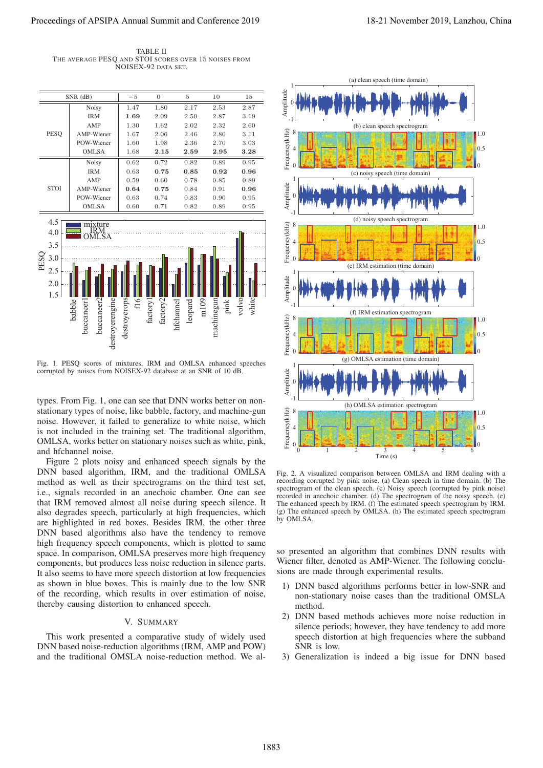TABLE II
THE AVERAGE PESQ AND STOI SCORES OVER 15 NOISES FROM NOISEX-92 DATA SET.

| SNR (dB) | | −5 | 0 | 5 | 10 | 15 |
|---|---|---|---|---|---|---|
| PESQ | Noisy | 1.47 | 1.80 | 2.17 | 2.53 | 2.87 |
| | IRM | **1.69** | 2.09 | 2.50 | 2.87 | 3.19 |
| | AMP | 1.30 | 1.62 | 2.02 | 2.32 | 2.60 |
| | AMP-Wiener | 1.67 | 2.06 | 2.46 | 2.80 | 3.11 |
| | POW-Wiener | 1.60 | 1.98 | 2.36 | 2.70 | 3.03 |
| | OMLSA | 1.68 | **2.15** | **2.59** | **2.95** | **3.28** |
| STOI | Noisy | 0.62 | 0.72 | 0.82 | 0.89 | 0.95 |
| | IRM | 0.63 | **0.75** | **0.85** | **0.92** | **0.96** |
| | AMP | 0.59 | 0.60 | 0.78 | 0.85 | 0.89 |
| | AMP-Wiener | **0.64** | **0.75** | 0.84 | 0.91 | **0.96** |
| | POW-Wiener | 0.63 | 0.74 | 0.83 | 0.90 | 0.95 |
| | OMLSA | 0.60 | 0.71 | 0.82 | 0.89 | 0.95 |

Fig. 1. PESQ scores of mixtures, IRM and OMLSA enhanced speeches corrupted by noises from NOISEX-92 database at an SNR of 10 dB.

types. From Fig. 1, one can see that DNN works better on non-stationary types of noise, like babble, factory, and machine-gun noise. However, it failed to generalize to white noise, which is not included in the training set. The traditional algorithm, OMLSA, works better on stationary noises such as white, pink, and hfchannel noise.

Figure 2 plots noisy and enhanced speech signals by the DNN based algorithm, IRM, and the traditional OMLSA method as well as their spectrograms on the third test set, i.e., signals recorded in an anechoic chamber. One can see that IRM removed almost all noise during speech silence. It also degrades speech, particularly at high frequencies, which are highlighted in red boxes. Besides IRM, the other three DNN based algorithms also have the tendency to remove high frequency speech components, which is plotted to same space. In comparison, OMLSA preserves more high frequency components, but produces less noise reduction in silence parts. It also seems to have more speech distortion at low frequencies as shown in blue boxes. This is mainly due to the low SNR of the recording, which results in over estimation of noise, thereby causing distortion to enhanced speech.

## V. SUMMARY

This work presented a comparative study of widely used DNN based noise-reduction algorithms (IRM, AMP and POW) and the traditional OMSLA noise-reduction method. We also presented an algorithm that combines DNN results with Wiener filter, denoted as AMP-Wiener. The following conclusions are made through experimental results.

Fig. 2. A visualized comparison between OMLSA and IRM dealing with a recording corrupted by pink noise. (a) Clean speech in time domain. (b) The spectrogram of the clean speech. (c) Noisy speech (corrupted by pink noise) recorded in anechoic chamber. (d) The spectrogram of the noisy speech. (e) The enhanced speech by IRM. (f) The estimated speech spectrogram by IRM. (g) The enhanced speech by OMLSA. (h) The estimated speech spectrogram by OMLSA.

1) DNN based algorithms performs better in low-SNR and non-stationary noise cases than the traditional OMSLA method.
2) DNN based methods achieves more noise reduction in silence periods; however, they have tendency to add more speech distortion at high frequencies where the subband SNR is low.
3) Generalization is indeed a big issue for DNN based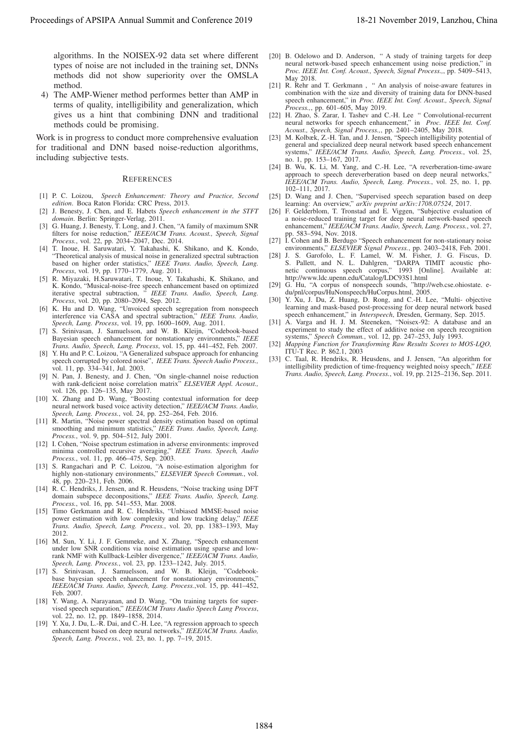algorithms. In the NOISEX-92 data set where different types of noise are not included in the training set, DNNs methods did not show superiority over the OMSLA method.

4) The AMP-Wiener method performes better than AMP in terms of quality, intelligibility and generalization, which gives us a hint that combining DNN and traditional methods could be promising.

Work is in progress to conduct more comprehensive evaluation for traditional and DNN based noise-reduction algorithms, including subjective tests.

## References

[1] P. C. Loizou, *Speech Enhancement: Theory and Practice, Second edition*. Boca Raton Florida: CRC Press, 2013.

[2] J. Benesty, J. Chen, and E. Habets *Speech enhancement in the STFT domain*. Berlin: Springer-Verlag, 2011.

[3] G. Huang, J. Benesty, T. Long, and J. Chen, "A family of maximum SNR filters for noise reduction," *IEEE/ACM Trans. Acoust., Speech, Signal Process.*, vol. 22, pp. 2034–2047, Dec. 2014.

[4] T. Inoue, H. Saruwatari, Y. Takahashi, K. Shikano, and K. Kondo, "Theoretical analysis of musical noise in generalized spectral subtraction based on higher order statistics," *IEEE Trans. Audio, Speech, Lang. Process*, vol. 19, pp. 1770–1779, Aug. 2011.

[5] R. Miyazaki, H.Saruwatari, T. Inoue, Y. Takahashi, K. Shikano, and K. Kondo, "Musical-noise-free speech enhancement based on optimized iterative spectral subtraction, " *IEEE Trans. Audio, Speech, Lang. Process*, vol. 20, pp. 2080–2094, Sep. 2012.

[6] K. Hu and D. Wang, "Unvoiced speech segregation from nonspeech interference via CASA and spectral subtraction," *IEEE Trans. Audio, Speech, Lang. Process*, vol. 19, pp. 1600–1609, Aug. 2011.

[7] S. Srinivasan, J. Samuelsson, and W. B. Kleijn, "Codebook-based Bayesian speech enhancement for nonstationary environments," *IEEE Trans. Audio, Speech, Lang. Process*, vol. 15, pp. 441–452, Feb. 2007.

[8] Y. Hu and P. C. Loizou, "A Generalized subspace approach for enhancing speech corrupted by colored noise", *IEEE Trans. Speech Audio Process.*, vol. 11, pp. 334–341, Jul. 2003.

[9] N. Pan, J. Benesty, and J. Chen, "On single-channel noise reduction with rank-deficient noise correlation matrix" *ELSEVIER Appl. Acoust.*, vol. 126, pp. 126–135, May 2017.

[10] X. Zhang and D. Wang, "Boosting contextual information for deep neural network based voice activity detection," *IEEE/ACM Trans. Audio, Speech, Lang. Process.*, vol. 24, pp. 252–264, Feb. 2016.

[11] R. Martin, "Noise power spectral density estimation based on optimal smoothing and minimum statistics," *IEEE Trans. Audio, Speech, Lang. Process.*, vol. 9, pp. 504–512, July 2001.

[12] I. Cohen, "Noise spectrum estimation in adverse environments: improved minima controlled recursive averaging," *IEEE Trans. Speech, Audio Process.*, vol. 11, pp. 466–475, Sep. 2003.

[13] S. Rangachari and P. C. Loizou, "A noise-estimation algorighm for highly non-stationary environments," *ELSEVIER Speech Commun.*, vol. 48, pp. 220–231, Feb. 2006.

[14] R. C. Hendriks, J. Jensen, and R. Heusdens, "Noise tracking using DFT domain subspace deconpositions," *IEEE Trans. Audio, Speech, Lang. Process.*, vol. 16, pp. 541–553, Mar. 2008.

[15] Timo Gerkmann and R. C. Hendriks, "Unbiased MMSE-based noise power estimation with low complexity and low tracking delay," *IEEE Trans. Audio, Speech, Lang. Process.*, vol. 20, pp. 1383–1393, May 2012.

[16] M. Sun, Y. Li, J. F. Gemmeke, and X. Zhang, "Speech enhancement under low SNR conditions via noise estimation using sparse and low-rank NMF with Kullback-Leibler divergence," *IEEE/ACM Trans. Audio, Speech, Lang. Process.*, vol. 23, pp. 1233–1242, July. 2015.

[17] S. Srinivasan, J. Samuelsson, and W. B. Kleijn, "Codebook-base bayesian speech enhancement for nonstationary environments," *IEEE/ACM Trans. Audio, Speech, Lang. Process.*,vol. 15, pp. 441–452, Feb. 2007.

[18] Y. Wang, A. Narayanan, and D. Wang, "On training targets for supervised speech separation," *IEEE/ACM Trans Audio Speech Lang Process*, vol. 22, no. 12, pp. 1849–1858, 2014.

[19] Y. Xu, J. Du, L.-R. Dai, and C.-H. Lee, "A regression approach to speech enhancement based on deep neural networks," *IEEE/ACM Trans. Audio, Speech, Lang. Process.*, vol. 23, no. 1, pp. 7–19, 2015.

[20] B. Odelowo and D. Anderson, " A study of training targets for deep neural network-based speech enhancement using noise prediction," in *Proc. IEEE Int. Conf. Acoust., Speech, Signal Process.*,, pp. 5409–5413, May 2018.

[21] R. Rehr and T. Gerkmann , " An analysis of noise-aware features in combination with the size and diversity of training data for DNN-based speech enhancement," in *Proc. IEEE Int. Conf. Acoust., Speech, Signal Process.*,, pp. 601–605, May 2019.

[22] H. Zhao, S. Zarar, I. Tashev and C.-H. Lee " Convolutional-recurrent neural networks for speech enhancement," in *Proc. IEEE Int. Conf. Acoust., Speech, Signal Process.*,, pp. 2401–2405, May 2018.

[23] M. Kolbæk, Z.-H. Tan, and J. Jensen, "Speech intelligibility potential of general and specialized deep neural network based speech enhancement systems," *IEEE/ACM Trans. Audio, Speech, Lang. Process.*, vol. 25, no. 1, pp. 153–167, 2017.

[24] B. Wu, K. Li, M. Yang, and C.-H. Lee, "A reverberation-time-aware approach to speech dereverberation based on deep neural networks," *IEEE/ACM Trans. Audio, Speech, Lang. Process.*, vol. 25, no. 1, pp. 102–111, 2017.

[25] D. Wang and J. Chen, "Supervised speech separation based on deep learning: An overview," *arXiv preprint arXiv:1708.07524*, 2017.

[26] F. Gelderblom, T. Tronstad and E. Viggen, "Subjective evaluation of a noise-reduced training target for deep neural network-based speech enhancement," *IEEE/ACM Trans. Audio, Speech, Lang. Process.*, vol. 27, pp. 583–594, Nov. 2018.

[27] I. Cohen and B. Berdugo "Speech enhancement for non-stationary noise environments," *ELSEVIER Signal Process.*, pp. 2403–2418, Feb. 2001.

[28] J. S. Garofolo, L. F. Lamel, W. M. Fisher, J. G. Fiscus, D. S. Pallett, and N. L. Dahlgren, "DARPA TIMIT acoustic phonetic continuous speech corpus," 1993 [Online]. Available at: http://www.ldc.upenn.edu/Catalog/LDC93S1.html

[29] G. Hu, "A corpus of nonspeech sounds, "http://web.cse.ohiostate.edu/pnl/corpus/HuNonspeech/HuCorpus.html, 2005.

[30] Y. Xu, J. Du, Z. Huang, D. Rong, and C.-H. Lee, "Multi- objective learning and mask-based post-processing for deep neural network based speech enhancement," in *Interspeech*, Dresden, Germany, Sep. 2015.

[31] A. Varga and H. J. M. Steeneken, "Noisex-92: A database and an experiment to study the effect of additive noise on speech recognition systems," *Speech Commun.*, vol. 12, pp. 247–253, July 1993.

[32] *Mapping Function for Transforming Raw Results Scores to MOS-LQO*, ITU-T Rec. P. 862.1, 2003

[33] C. Taal, R. Hendriks, R. Heusdens, and J. Jensen, "An algorithm for intelligibility prediction of time-frequency weighted noisy speech," *IEEE Trans. Audio, Speech, Lang. Process.*, vol. 19, pp. 2125–2136, Sep. 2011.